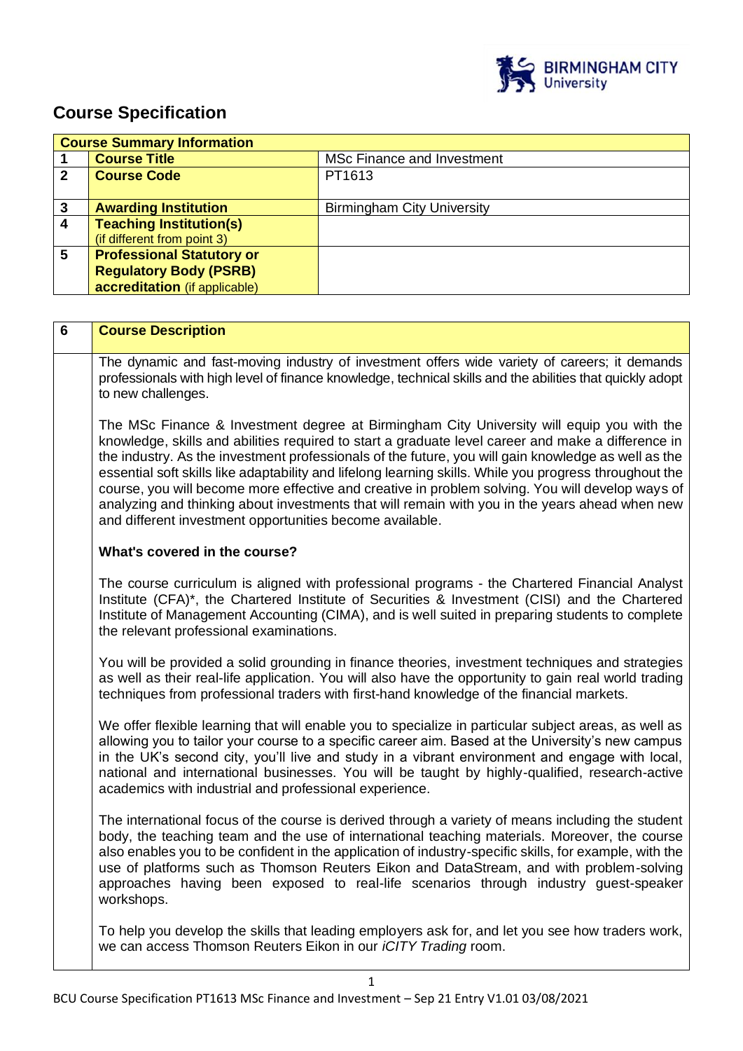# Course Specification

| Course Summary Information | | |
|---|---|---|
| 1 | **Course Title** | MSc Finance and Investment |
| 2 | **Course Code** | PT1613 |
| 3 | **Awarding Institution** | Birmingham City University |
| 4 | **Teaching Institution(s)** (if different from point 3) | |
| 5 | **Professional Statutory or Regulatory Body (PSRB) accreditation** (if applicable) | |

| 6 | **Course Description** |
|---|---|

The dynamic and fast-moving industry of investment offers wide variety of careers; it demands professionals with high level of finance knowledge, technical skills and the abilities that quickly adopt to new challenges.

The MSc Finance & Investment degree at Birmingham City University will equip you with the knowledge, skills and abilities required to start a graduate level career and make a difference in the industry. As the investment professionals of the future, you will gain knowledge as well as the essential soft skills like adaptability and lifelong learning skills. While you progress throughout the course, you will become more effective and creative in problem solving. You will develop ways of analyzing and thinking about investments that will remain with you in the years ahead when new and different investment opportunities become available.

**What's covered in the course?**

The course curriculum is aligned with professional programs - the Chartered Financial Analyst Institute (CFA)*, the Chartered Institute of Securities & Investment (CISI) and the Chartered Institute of Management Accounting (CIMA), and is well suited in preparing students to complete the relevant professional examinations.

You will be provided a solid grounding in finance theories, investment techniques and strategies as well as their real-life application. You will also have the opportunity to gain real world trading techniques from professional traders with first-hand knowledge of the financial markets.

We offer flexible learning that will enable you to specialize in particular subject areas, as well as allowing you to tailor your course to a specific career aim. Based at the University's new campus in the UK's second city, you'll live and study in a vibrant environment and engage with local, national and international businesses. You will be taught by highly-qualified, research-active academics with industrial and professional experience.

The international focus of the course is derived through a variety of means including the student body, the teaching team and the use of international teaching materials. Moreover, the course also enables you to be confident in the application of industry-specific skills, for example, with the use of platforms such as Thomson Reuters Eikon and DataStream, and with problem-solving approaches having been exposed to real-life scenarios through industry guest-speaker workshops.

To help you develop the skills that leading employers ask for, and let you see how traders work, we can access Thomson Reuters Eikon in our *iCITY Trading* room.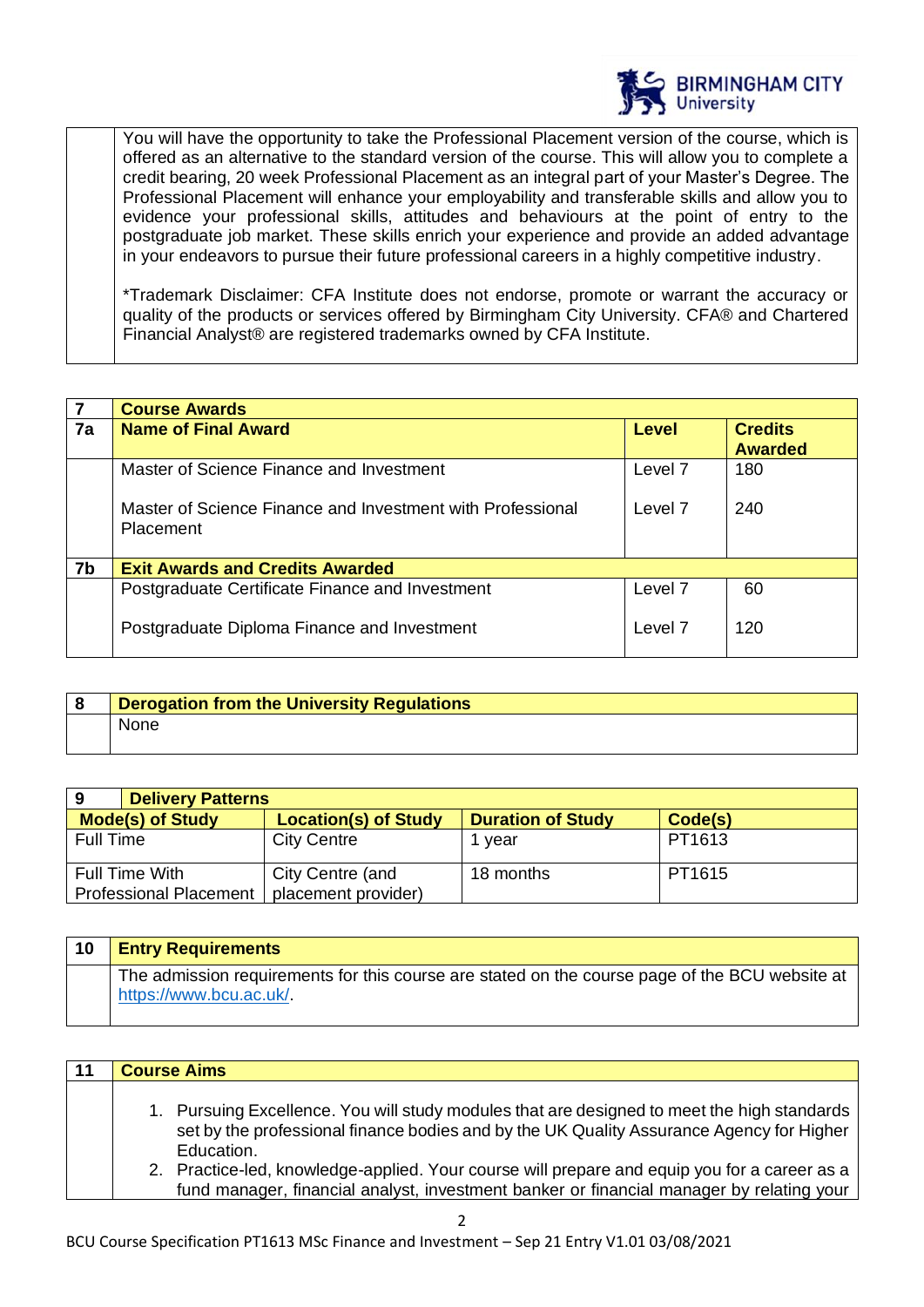You will have the opportunity to take the Professional Placement version of the course, which is offered as an alternative to the standard version of the course. This will allow you to complete a credit bearing, 20 week Professional Placement as an integral part of your Master's Degree. The Professional Placement will enhance your employability and transferable skills and allow you to evidence your professional skills, attitudes and behaviours at the point of entry to the postgraduate job market. These skills enrich your experience and provide an added advantage in your endeavors to pursue their future professional careers in a highly competitive industry.

*Trademark Disclaimer: CFA Institute does not endorse, promote or warrant the accuracy or quality of the products or services offered by Birmingham City University. CFA® and Chartered Financial Analyst® are registered trademarks owned by CFA Institute.

| 7 | **Course Awards** | | |
|---|---|---|---|
| **7a** | **Name of Final Award** | **Level** | **Credits Awarded** |
| | Master of Science Finance and Investment | Level 7 | 180 |
| | Master of Science Finance and Investment with Professional Placement | Level 7 | 240 |
| **7b** | **Exit Awards and Credits Awarded** | | |
| | Postgraduate Certificate Finance and Investment | Level 7 | 60 |
| | Postgraduate Diploma Finance and Investment | Level 7 | 120 |

| 8 | **Derogation from the University Regulations** |
|---|---|
| | None |

| 9 Delivery Patterns | | | |
|---|---|---|---|
| **Mode(s) of Study** | **Location(s) of Study** | **Duration of Study** | **Code(s)** |
| Full Time | City Centre | 1 year | PT1613 |
| Full Time With Professional Placement | City Centre (and placement provider) | 18 months | PT1615 |

| 10 | **Entry Requirements** |
|---|---|
| | The admission requirements for this course are stated on the course page of the BCU website at https://www.bcu.ac.uk/. |

| 11 | **Course Aims** |
|---|---|
| | 1. Pursuing Excellence. You will study modules that are designed to meet the high standards set by the professional finance bodies and by the UK Quality Assurance Agency for Higher Education.<br>2. Practice-led, knowledge-applied. Your course will prepare and equip you for a career as a fund manager, financial analyst, investment banker or financial manager by relating your |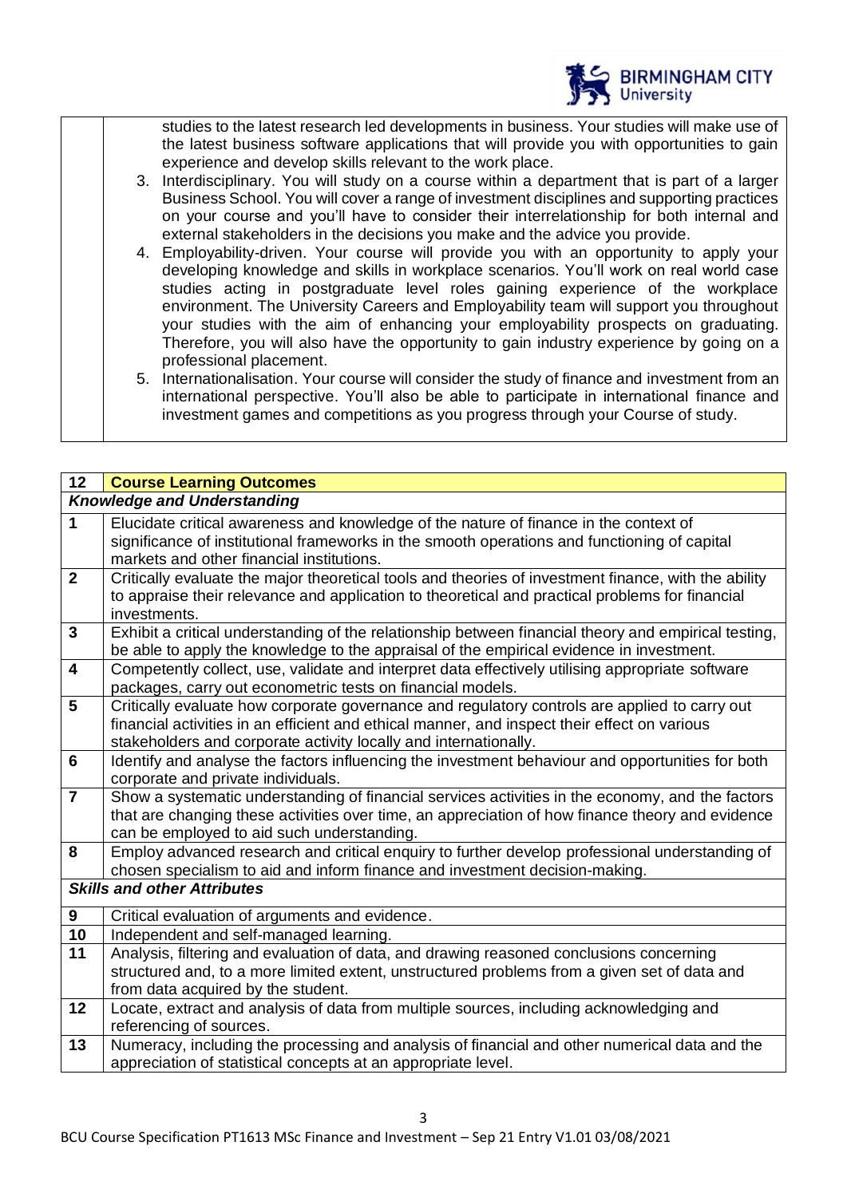studies to the latest research led developments in business. Your studies will make use of the latest business software applications that will provide you with opportunities to gain experience and develop skills relevant to the work place.

3. Interdisciplinary. You will study on a course within a department that is part of a larger Business School. You will cover a range of investment disciplines and supporting practices on your course and you'll have to consider their interrelationship for both internal and external stakeholders in the decisions you make and the advice you provide.
4. Employability-driven. Your course will provide you with an opportunity to apply your developing knowledge and skills in workplace scenarios. You'll work on real world case studies acting in postgraduate level roles gaining experience of the workplace environment. The University Careers and Employability team will support you throughout your studies with the aim of enhancing your employability prospects on graduating. Therefore, you will also have the opportunity to gain industry experience by going on a professional placement.
5. Internationalisation. Your course will consider the study of finance and investment from an international perspective. You'll also be able to participate in international finance and investment games and competitions as you progress through your Course of study.

| 12 | **Course Learning Outcomes** |
|---|---|
| | ***Knowledge and Understanding*** |
| 1 | Elucidate critical awareness and knowledge of the nature of finance in the context of significance of institutional frameworks in the smooth operations and functioning of capital markets and other financial institutions. |
| 2 | Critically evaluate the major theoretical tools and theories of investment finance, with the ability to appraise their relevance and application to theoretical and practical problems for financial investments. |
| 3 | Exhibit a critical understanding of the relationship between financial theory and empirical testing, be able to apply the knowledge to the appraisal of the empirical evidence in investment. |
| 4 | Competently collect, use, validate and interpret data effectively utilising appropriate software packages, carry out econometric tests on financial models. |
| 5 | Critically evaluate how corporate governance and regulatory controls are applied to carry out financial activities in an efficient and ethical manner, and inspect their effect on various stakeholders and corporate activity locally and internationally. |
| 6 | Identify and analyse the factors influencing the investment behaviour and opportunities for both corporate and private individuals. |
| 7 | Show a systematic understanding of financial services activities in the economy, and the factors that are changing these activities over time, an appreciation of how finance theory and evidence can be employed to aid such understanding. |
| 8 | Employ advanced research and critical enquiry to further develop professional understanding of chosen specialism to aid and inform finance and investment decision-making. |
| | ***Skills and other Attributes*** |
| 9 | Critical evaluation of arguments and evidence. |
| 10 | Independent and self-managed learning. |
| 11 | Analysis, filtering and evaluation of data, and drawing reasoned conclusions concerning structured and, to a more limited extent, unstructured problems from a given set of data and from data acquired by the student. |
| 12 | Locate, extract and analysis of data from multiple sources, including acknowledging and referencing of sources. |
| 13 | Numeracy, including the processing and analysis of financial and other numerical data and the appreciation of statistical concepts at an appropriate level. |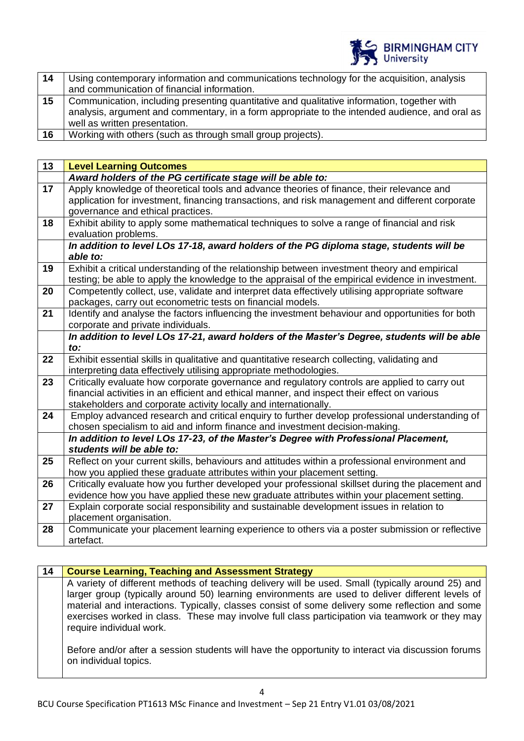| 14 | Using contemporary information and communications technology for the acquisition, analysis and communication of financial information. |
|---|---|
| 15 | Communication, including presenting quantitative and qualitative information, together with analysis, argument and commentary, in a form appropriate to the intended audience, and oral as well as written presentation. |
| 16 | Working with others (such as through small group projects). |

| 13 | **Level Learning Outcomes** |
|---|---|
| | ***Award holders of the PG certificate stage will be able to:*** |
| 17 | Apply knowledge of theoretical tools and advance theories of finance, their relevance and application for investment, financing transactions, and risk management and different corporate governance and ethical practices. |
| 18 | Exhibit ability to apply some mathematical techniques to solve a range of financial and risk evaluation problems. |
| | ***In addition to level LOs 17-18, award holders of the PG diploma stage, students will be able to:*** |
| 19 | Exhibit a critical understanding of the relationship between investment theory and empirical testing; be able to apply the knowledge to the appraisal of the empirical evidence in investment. |
| 20 | Competently collect, use, validate and interpret data effectively utilising appropriate software packages, carry out econometric tests on financial models. |
| 21 | Identify and analyse the factors influencing the investment behaviour and opportunities for both corporate and private individuals. |
| | ***In addition to level LOs 17-21, award holders of the Master's Degree, students will be able to:*** |
| 22 | Exhibit essential skills in qualitative and quantitative research collecting, validating and interpreting data effectively utilising appropriate methodologies. |
| 23 | Critically evaluate how corporate governance and regulatory controls are applied to carry out financial activities in an efficient and ethical manner, and inspect their effect on various stakeholders and corporate activity locally and internationally. |
| 24 | Employ advanced research and critical enquiry to further develop professional understanding of chosen specialism to aid and inform finance and investment decision-making. |
| | ***In addition to level LOs 17-23, of the Master's Degree with Professional Placement, students will be able to:*** |
| 25 | Reflect on your current skills, behaviours and attitudes within a professional environment and how you applied these graduate attributes within your placement setting. |
| 26 | Critically evaluate how you further developed your professional skillset during the placement and evidence how you have applied these new graduate attributes within your placement setting. |
| 27 | Explain corporate social responsibility and sustainable development issues in relation to placement organisation. |
| 28 | Communicate your placement learning experience to others via a poster submission or reflective artefact. |

| 14 | **Course Learning, Teaching and Assessment Strategy** |
|---|---|
| | A variety of different methods of teaching delivery will be used. Small (typically around 25) and larger group (typically around 50) learning environments are used to deliver different levels of material and interactions. Typically, classes consist of some delivery some reflection and some exercises worked in class. These may involve full class participation via teamwork or they may require individual work.<br><br>Before and/or after a session students will have the opportunity to interact via discussion forums on individual topics. |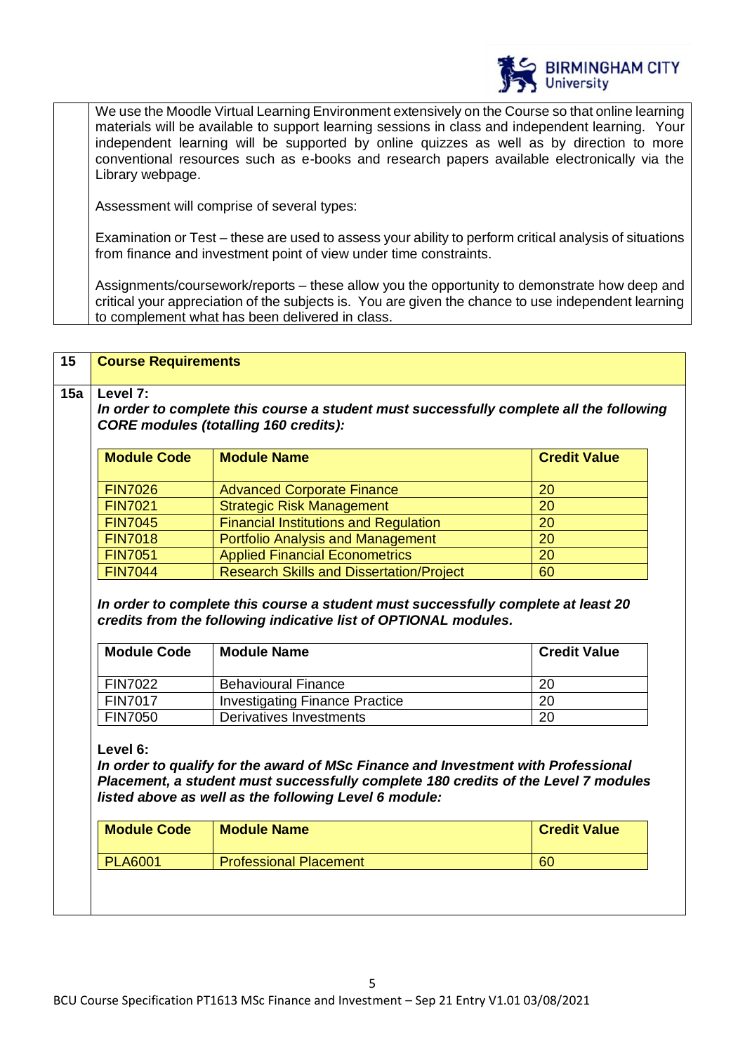We use the Moodle Virtual Learning Environment extensively on the Course so that online learning materials will be available to support learning sessions in class and independent learning. Your independent learning will be supported by online quizzes as well as by direction to more conventional resources such as e-books and research papers available electronically via the Library webpage.

Assessment will comprise of several types:

Examination or Test – these are used to assess your ability to perform critical analysis of situations from finance and investment point of view under time constraints.

Assignments/coursework/reports – these allow you the opportunity to demonstrate how deep and critical your appreciation of the subjects is. You are given the chance to use independent learning to complement what has been delivered in class.

## 15 Course Requirements

### 15a

**Level 7:**

***In order to complete this course a student must successfully complete all the following CORE modules (totalling 160 credits):***

| Module Code | Module Name | Credit Value |
|---|---|---|
| FIN7026 | Advanced Corporate Finance | 20 |
| FIN7021 | Strategic Risk Management | 20 |
| FIN7045 | Financial Institutions and Regulation | 20 |
| FIN7018 | Portfolio Analysis and Management | 20 |
| FIN7051 | Applied Financial Econometrics | 20 |
| FIN7044 | Research Skills and Dissertation/Project | 60 |

***In order to complete this course a student must successfully complete at least 20 credits from the following indicative list of OPTIONAL modules.***

| Module Code | Module Name | Credit Value |
|---|---|---|
| FIN7022 | Behavioural Finance | 20 |
| FIN7017 | Investigating Finance Practice | 20 |
| FIN7050 | Derivatives Investments | 20 |

**Level 6:**

***In order to qualify for the award of MSc Finance and Investment with Professional Placement, a student must successfully complete 180 credits of the Level 7 modules listed above as well as the following Level 6 module:***

| Module Code | Module Name | Credit Value |
|---|---|---|
| PLA6001 | Professional Placement | 60 |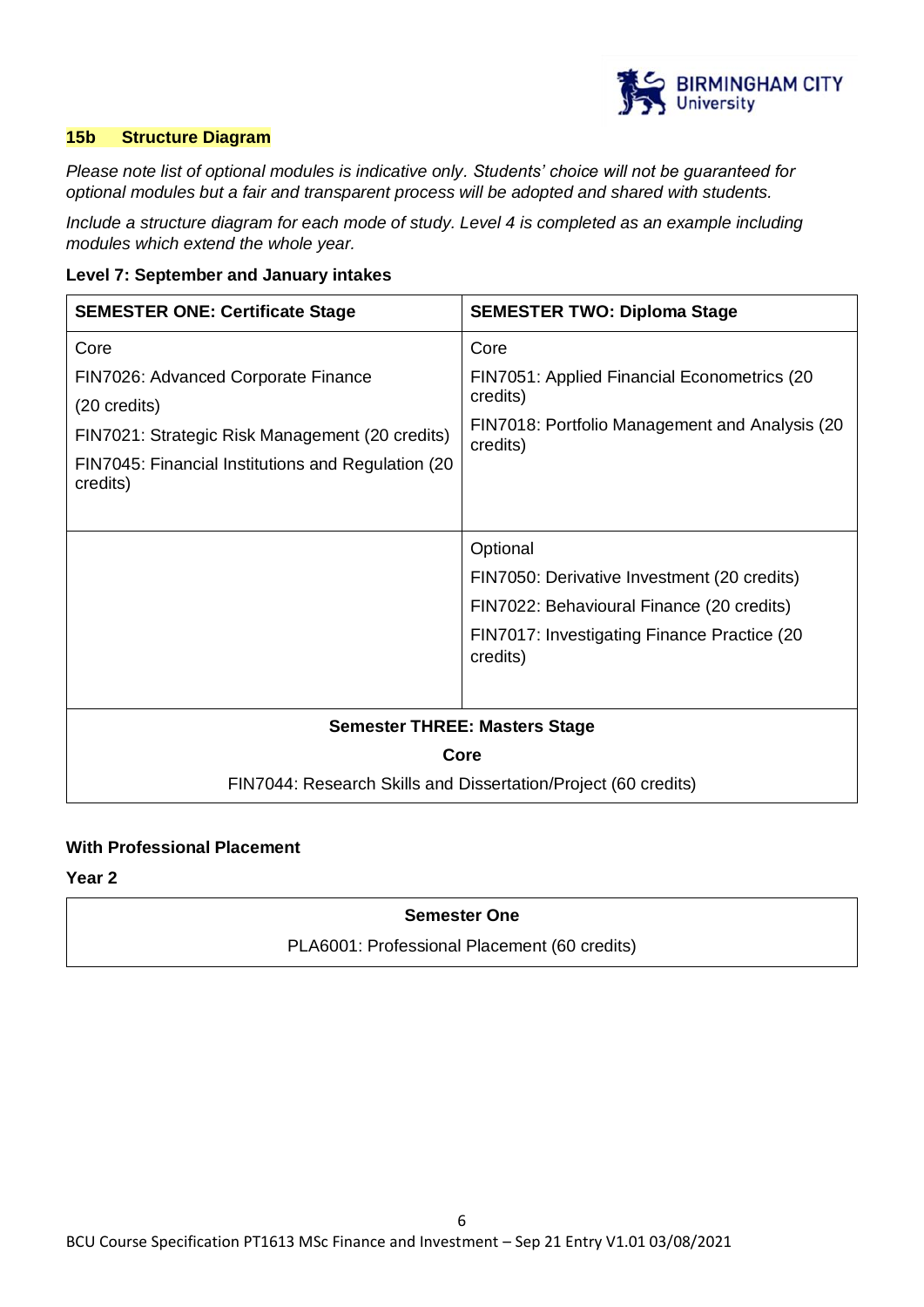### 15b Structure Diagram

*Please note list of optional modules is indicative only. Students' choice will not be guaranteed for optional modules but a fair and transparent process will be adopted and shared with students.*

*Include a structure diagram for each mode of study. Level 4 is completed as an example including modules which extend the whole year.*

**Level 7: September and January intakes**

| SEMESTER ONE: Certificate Stage | SEMESTER TWO: Diploma Stage |
|---|---|
| Core<br>FIN7026: Advanced Corporate Finance<br>(20 credits)<br>FIN7021: Strategic Risk Management (20 credits)<br>FIN7045: Financial Institutions and Regulation (20 credits) | Core<br>FIN7051: Applied Financial Econometrics (20 credits)<br>FIN7018: Portfolio Management and Analysis (20 credits) |
| | Optional<br>FIN7050: Derivative Investment (20 credits)<br>FIN7022: Behavioural Finance (20 credits)<br>FIN7017: Investigating Finance Practice (20 credits) |
| **Semester THREE: Masters Stage**<br>**Core**<br>FIN7044: Research Skills and Dissertation/Project (60 credits) | |

**With Professional Placement**

**Year 2**

| Semester One |
|---|
| PLA6001: Professional Placement (60 credits) |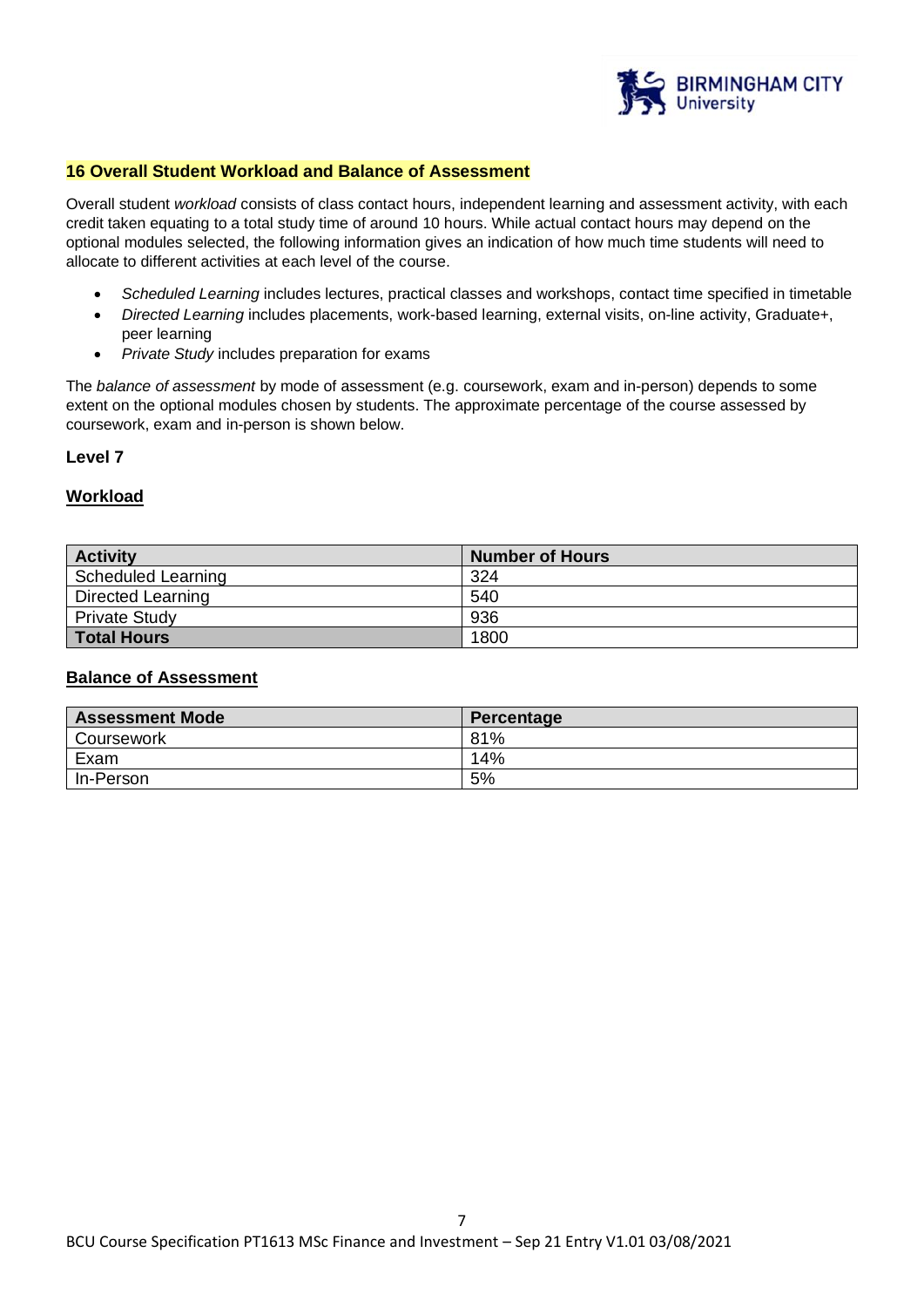## 16 Overall Student Workload and Balance of Assessment

Overall student *workload* consists of class contact hours, independent learning and assessment activity, with each credit taken equating to a total study time of around 10 hours. While actual contact hours may depend on the optional modules selected, the following information gives an indication of how much time students will need to allocate to different activities at each level of the course.

- *Scheduled Learning* includes lectures, practical classes and workshops, contact time specified in timetable
- *Directed Learning* includes placements, work-based learning, external visits, on-line activity, Graduate+, peer learning
- *Private Study* includes preparation for exams

The *balance of assessment* by mode of assessment (e.g. coursework, exam and in-person) depends to some extent on the optional modules chosen by students. The approximate percentage of the course assessed by coursework, exam and in-person is shown below.

**Level 7**

**Workload**

| Activity | Number of Hours |
|---|---|
| Scheduled Learning | 324 |
| Directed Learning | 540 |
| Private Study | 936 |
| **Total Hours** | 1800 |

**Balance of Assessment**

| Assessment Mode | Percentage |
|---|---|
| Coursework | 81% |
| Exam | 14% |
| In-Person | 5% |